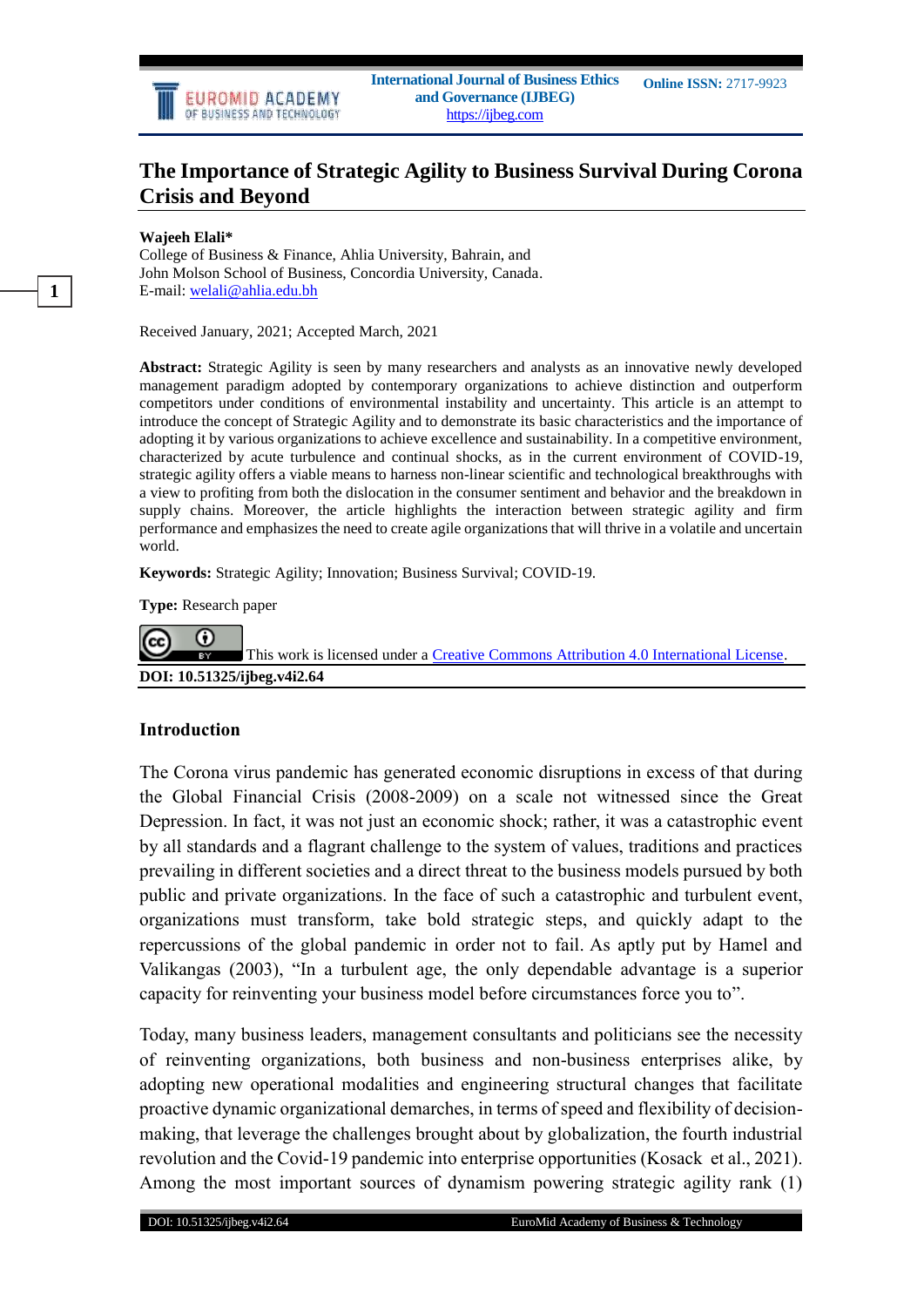# The Importance of Strategic Agility to Business Survival During Corona Crisis and Beyond

**Wajeeh Elali***

College of Business & Finance, Ahlia University, Bahrain, and
John Molson School of Business, Concordia University, Canada.
E-mail: welali@ahlia.edu.bh

Received January, 2021; Accepted March, 2021

**Abstract:** Strategic Agility is seen by many researchers and analysts as an innovative newly developed management paradigm adopted by contemporary organizations to achieve distinction and outperform competitors under conditions of environmental instability and uncertainty. This article is an attempt to introduce the concept of Strategic Agility and to demonstrate its basic characteristics and the importance of adopting it by various organizations to achieve excellence and sustainability. In a competitive environment, characterized by acute turbulence and continual shocks, as in the current environment of COVID-19, strategic agility offers a viable means to harness non-linear scientific and technological breakthroughs with a view to profiting from both the dislocation in the consumer sentiment and behavior and the breakdown in supply chains. Moreover, the article highlights the interaction between strategic agility and firm performance and emphasizes the need to create agile organizations that will thrive in a volatile and uncertain world.

**Keywords:** Strategic Agility; Innovation; Business Survival; COVID-19.

**Type:** Research paper

This work is licensed under a Creative Commons Attribution 4.0 International License.

**DOI: 10.51325/ijbeg.v4i2.64**

## Introduction

The Corona virus pandemic has generated economic disruptions in excess of that during the Global Financial Crisis (2008-2009) on a scale not witnessed since the Great Depression. In fact, it was not just an economic shock; rather, it was a catastrophic event by all standards and a flagrant challenge to the system of values, traditions and practices prevailing in different societies and a direct threat to the business models pursued by both public and private organizations. In the face of such a catastrophic and turbulent event, organizations must transform, take bold strategic steps, and quickly adapt to the repercussions of the global pandemic in order not to fail. As aptly put by Hamel and Valikangas (2003), "In a turbulent age, the only dependable advantage is a superior capacity for reinventing your business model before circumstances force you to".

Today, many business leaders, management consultants and politicians see the necessity of reinventing organizations, both business and non-business enterprises alike, by adopting new operational modalities and engineering structural changes that facilitate proactive dynamic organizational demarches, in terms of speed and flexibility of decision-making, that leverage the challenges brought about by globalization, the fourth industrial revolution and the Covid-19 pandemic into enterprise opportunities (Kosack et al., 2021). Among the most important sources of dynamism powering strategic agility rank (1)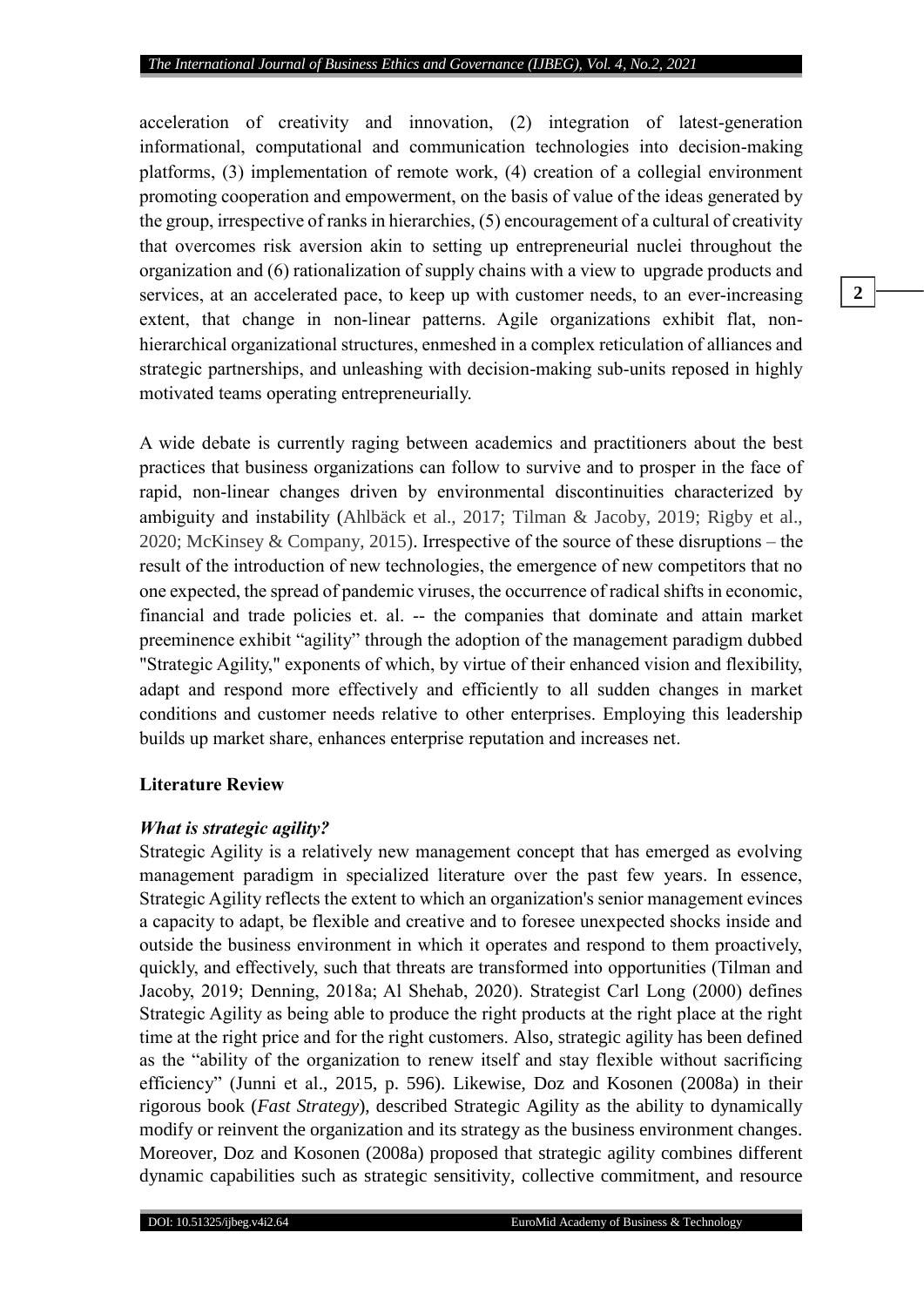acceleration of creativity and innovation, (2) integration of latest-generation informational, computational and communication technologies into decision-making platforms, (3) implementation of remote work, (4) creation of a collegial environment promoting cooperation and empowerment, on the basis of value of the ideas generated by the group, irrespective of ranks in hierarchies, (5) encouragement of a cultural of creativity that overcomes risk aversion akin to setting up entrepreneurial nuclei throughout the organization and (6) rationalization of supply chains with a view to upgrade products and services, at an accelerated pace, to keep up with customer needs, to an ever-increasing extent, that change in non-linear patterns. Agile organizations exhibit flat, non-hierarchical organizational structures, enmeshed in a complex reticulation of alliances and strategic partnerships, and unleashing with decision-making sub-units reposed in highly motivated teams operating entrepreneurially.

A wide debate is currently raging between academics and practitioners about the best practices that business organizations can follow to survive and to prosper in the face of rapid, non-linear changes driven by environmental discontinuities characterized by ambiguity and instability (Ahlbäck et al., 2017; Tilman & Jacoby, 2019; Rigby et al., 2020; McKinsey & Company, 2015). Irrespective of the source of these disruptions – the result of the introduction of new technologies, the emergence of new competitors that no one expected, the spread of pandemic viruses, the occurrence of radical shifts in economic, financial and trade policies et. al. -- the companies that dominate and attain market preeminence exhibit "agility" through the adoption of the management paradigm dubbed "Strategic Agility," exponents of which, by virtue of their enhanced vision and flexibility, adapt and respond more effectively and efficiently to all sudden changes in market conditions and customer needs relative to other enterprises. Employing this leadership builds up market share, enhances enterprise reputation and increases net.

**Literature Review**

***What is strategic agility?***

Strategic Agility is a relatively new management concept that has emerged as evolving management paradigm in specialized literature over the past few years. In essence, Strategic Agility reflects the extent to which an organization's senior management evinces a capacity to adapt, be flexible and creative and to foresee unexpected shocks inside and outside the business environment in which it operates and respond to them proactively, quickly, and effectively, such that threats are transformed into opportunities (Tilman and Jacoby, 2019; Denning, 2018a; Al Shehab, 2020). Strategist Carl Long (2000) defines Strategic Agility as being able to produce the right products at the right place at the right time at the right price and for the right customers. Also, strategic agility has been defined as the "ability of the organization to renew itself and stay flexible without sacrificing efficiency" (Junni et al., 2015, p. 596). Likewise, Doz and Kosonen (2008a) in their rigorous book (*Fast Strategy*), described Strategic Agility as the ability to dynamically modify or reinvent the organization and its strategy as the business environment changes. Moreover, Doz and Kosonen (2008a) proposed that strategic agility combines different dynamic capabilities such as strategic sensitivity, collective commitment, and resource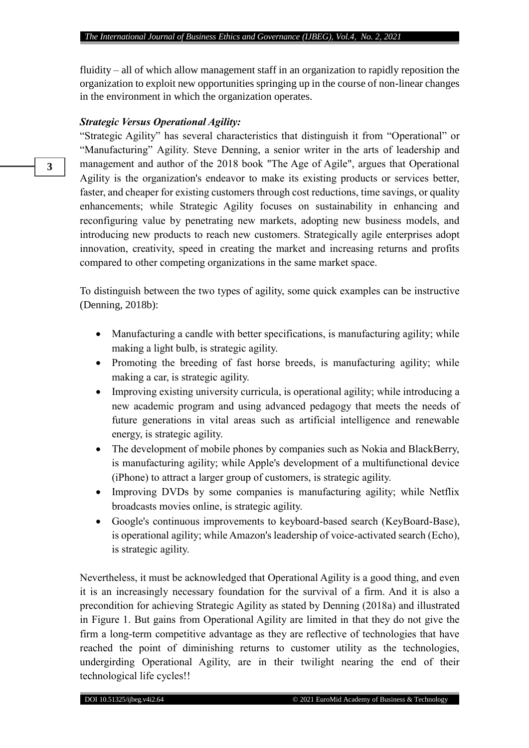fluidity – all of which allow management staff in an organization to rapidly reposition the organization to exploit new opportunities springing up in the course of non-linear changes in the environment in which the organization operates.

***Strategic Versus Operational Agility:***

"Strategic Agility" has several characteristics that distinguish it from "Operational" or "Manufacturing" Agility. Steve Denning, a senior writer in the arts of leadership and management and author of the 2018 book "The Age of Agile", argues that Operational Agility is the organization's endeavor to make its existing products or services better, faster, and cheaper for existing customers through cost reductions, time savings, or quality enhancements; while Strategic Agility focuses on sustainability in enhancing and reconfiguring value by penetrating new markets, adopting new business models, and introducing new products to reach new customers. Strategically agile enterprises adopt innovation, creativity, speed in creating the market and increasing returns and profits compared to other competing organizations in the same market space.

To distinguish between the two types of agility, some quick examples can be instructive (Denning, 2018b):

- Manufacturing a candle with better specifications, is manufacturing agility; while making a light bulb, is strategic agility.
- Promoting the breeding of fast horse breeds, is manufacturing agility; while making a car, is strategic agility.
- Improving existing university curricula, is operational agility; while introducing a new academic program and using advanced pedagogy that meets the needs of future generations in vital areas such as artificial intelligence and renewable energy, is strategic agility.
- The development of mobile phones by companies such as Nokia and BlackBerry, is manufacturing agility; while Apple's development of a multifunctional device (iPhone) to attract a larger group of customers, is strategic agility.
- Improving DVDs by some companies is manufacturing agility; while Netflix broadcasts movies online, is strategic agility.
- Google's continuous improvements to keyboard-based search (KeyBoard-Base), is operational agility; while Amazon's leadership of voice-activated search (Echo), is strategic agility.

Nevertheless, it must be acknowledged that Operational Agility is a good thing, and even it is an increasingly necessary foundation for the survival of a firm. And it is also a precondition for achieving Strategic Agility as stated by Denning (2018a) and illustrated in Figure 1. But gains from Operational Agility are limited in that they do not give the firm a long-term competitive advantage as they are reflective of technologies that have reached the point of diminishing returns to customer utility as the technologies, undergirding Operational Agility, are in their twilight nearing the end of their technological life cycles!!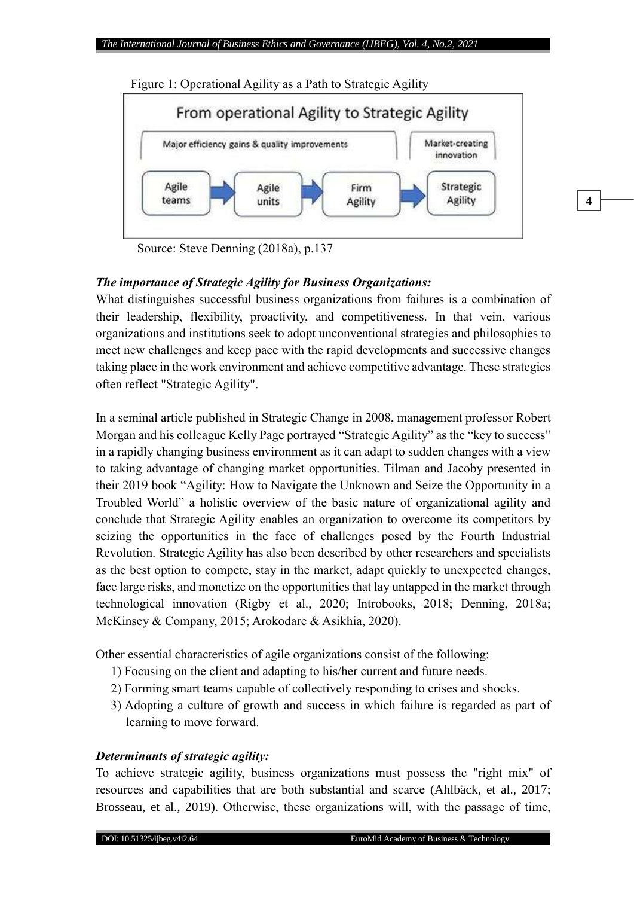Figure 1: Operational Agility as a Path to Strategic Agility

Source: Steve Denning (2018a), p.137

***The importance of Strategic Agility for Business Organizations:***

What distinguishes successful business organizations from failures is a combination of their leadership, flexibility, proactivity, and competitiveness. In that vein, various organizations and institutions seek to adopt unconventional strategies and philosophies to meet new challenges and keep pace with the rapid developments and successive changes taking place in the work environment and achieve competitive advantage. These strategies often reflect "Strategic Agility".

In a seminal article published in Strategic Change in 2008, management professor Robert Morgan and his colleague Kelly Page portrayed "Strategic Agility" as the "key to success" in a rapidly changing business environment as it can adapt to sudden changes with a view to taking advantage of changing market opportunities. Tilman and Jacoby presented in their 2019 book "Agility: How to Navigate the Unknown and Seize the Opportunity in a Troubled World" a holistic overview of the basic nature of organizational agility and conclude that Strategic Agility enables an organization to overcome its competitors by seizing the opportunities in the face of challenges posed by the Fourth Industrial Revolution. Strategic Agility has also been described by other researchers and specialists as the best option to compete, stay in the market, adapt quickly to unexpected changes, face large risks, and monetize on the opportunities that lay untapped in the market through technological innovation (Rigby et al., 2020; Introbooks, 2018; Denning, 2018a; McKinsey & Company, 2015; Arokodare & Asikhia, 2020).

Other essential characteristics of agile organizations consist of the following:

1) Focusing on the client and adapting to his/her current and future needs.
2) Forming smart teams capable of collectively responding to crises and shocks.
3) Adopting a culture of growth and success in which failure is regarded as part of learning to move forward.

***Determinants of strategic agility:***

To achieve strategic agility, business organizations must possess the "right mix" of resources and capabilities that are both substantial and scarce (Ahlbäck, et al., 2017; Brosseau, et al., 2019). Otherwise, these organizations will, with the passage of time,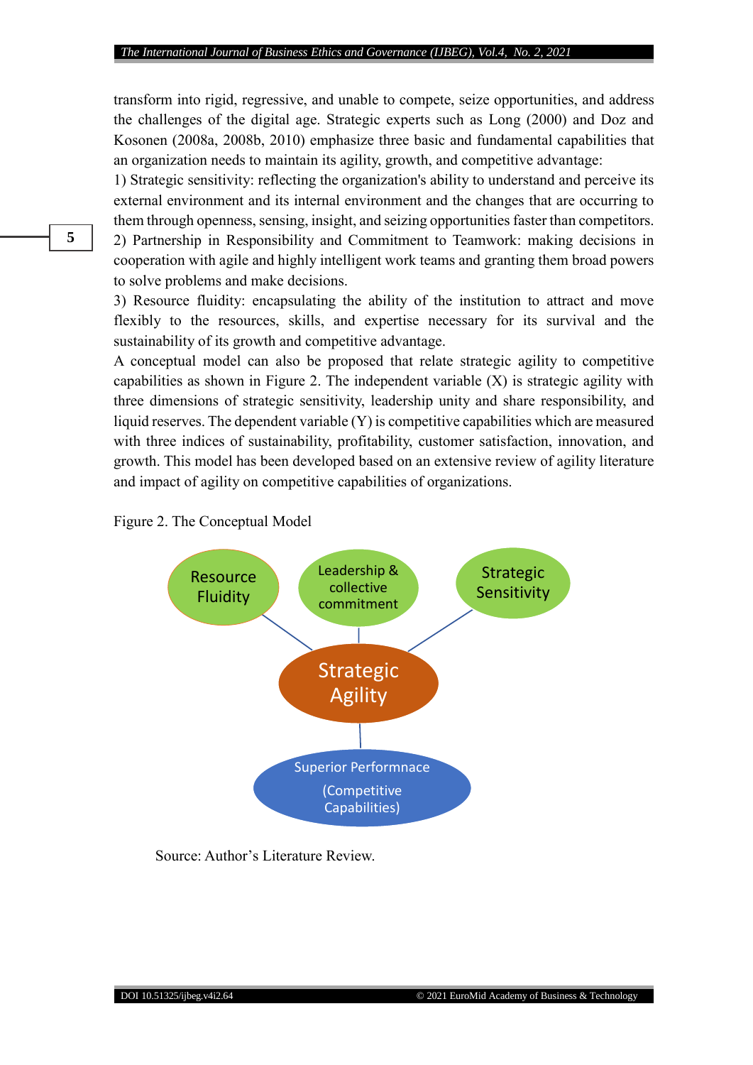transform into rigid, regressive, and unable to compete, seize opportunities, and address the challenges of the digital age. Strategic experts such as Long (2000) and Doz and Kosonen (2008a, 2008b, 2010) emphasize three basic and fundamental capabilities that an organization needs to maintain its agility, growth, and competitive advantage:

1) Strategic sensitivity: reflecting the organization's ability to understand and perceive its external environment and its internal environment and the changes that are occurring to them through openness, sensing, insight, and seizing opportunities faster than competitors.
2) Partnership in Responsibility and Commitment to Teamwork: making decisions in cooperation with agile and highly intelligent work teams and granting them broad powers to solve problems and make decisions.
3) Resource fluidity: encapsulating the ability of the institution to attract and move flexibly to the resources, skills, and expertise necessary for its survival and the sustainability of its growth and competitive advantage.

A conceptual model can also be proposed that relate strategic agility to competitive capabilities as shown in Figure 2. The independent variable (X) is strategic agility with three dimensions of strategic sensitivity, leadership unity and share responsibility, and liquid reserves. The dependent variable (Y) is competitive capabilities which are measured with three indices of sustainability, profitability, customer satisfaction, innovation, and growth. This model has been developed based on an extensive review of agility literature and impact of agility on competitive capabilities of organizations.

Figure 2. The Conceptual Model

Resource Fluidity — Leadership & collective commitment — Strategic Sensitivity

Strategic Agility

Superior Performnace (Competitive Capabilities)

Source: Author's Literature Review.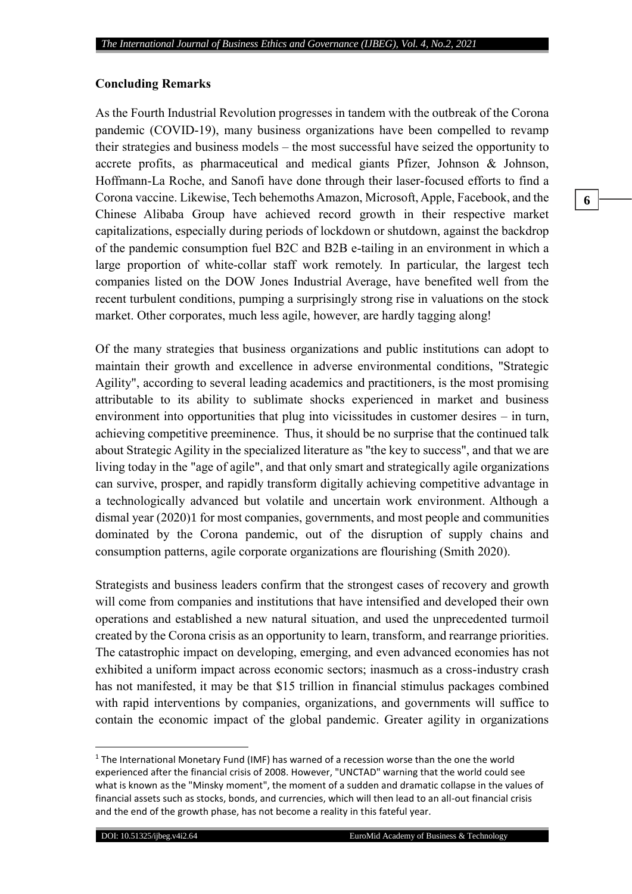## Concluding Remarks

As the Fourth Industrial Revolution progresses in tandem with the outbreak of the Corona pandemic (COVID-19), many business organizations have been compelled to revamp their strategies and business models – the most successful have seized the opportunity to accrete profits, as pharmaceutical and medical giants Pfizer, Johnson & Johnson, Hoffmann-La Roche, and Sanofi have done through their laser-focused efforts to find a Corona vaccine. Likewise, Tech behemoths Amazon, Microsoft, Apple, Facebook, and the Chinese Alibaba Group have achieved record growth in their respective market capitalizations, especially during periods of lockdown or shutdown, against the backdrop of the pandemic consumption fuel B2C and B2B e-tailing in an environment in which a large proportion of white-collar staff work remotely. In particular, the largest tech companies listed on the DOW Jones Industrial Average, have benefited well from the recent turbulent conditions, pumping a surprisingly strong rise in valuations on the stock market. Other corporates, much less agile, however, are hardly tagging along!

Of the many strategies that business organizations and public institutions can adopt to maintain their growth and excellence in adverse environmental conditions, "Strategic Agility", according to several leading academics and practitioners, is the most promising attributable to its ability to sublimate shocks experienced in market and business environment into opportunities that plug into vicissitudes in customer desires – in turn, achieving competitive preeminence. Thus, it should be no surprise that the continued talk about Strategic Agility in the specialized literature as "the key to success", and that we are living today in the "age of agile", and that only smart and strategically agile organizations can survive, prosper, and rapidly transform digitally achieving competitive advantage in a technologically advanced but volatile and uncertain work environment. Although a dismal year (2020)[1] for most companies, governments, and most people and communities dominated by the Corona pandemic, out of the disruption of supply chains and consumption patterns, agile corporate organizations are flourishing (Smith 2020).

Strategists and business leaders confirm that the strongest cases of recovery and growth will come from companies and institutions that have intensified and developed their own operations and established a new natural situation, and used the unprecedented turmoil created by the Corona crisis as an opportunity to learn, transform, and rearrange priorities. The catastrophic impact on developing, emerging, and even advanced economies has not exhibited a uniform impact across economic sectors; inasmuch as a cross-industry crash has not manifested, it may be that $15 trillion in financial stimulus packages combined with rapid interventions by companies, organizations, and governments will suffice to contain the economic impact of the global pandemic. Greater agility in organizations

[1] The International Monetary Fund (IMF) has warned of a recession worse than the one the world experienced after the financial crisis of 2008. However, "UNCTAD" warning that the world could see what is known as the "Minsky moment", the moment of a sudden and dramatic collapse in the values of financial assets such as stocks, bonds, and currencies, which will then lead to an all-out financial crisis and the end of the growth phase, has not become a reality in this fateful year.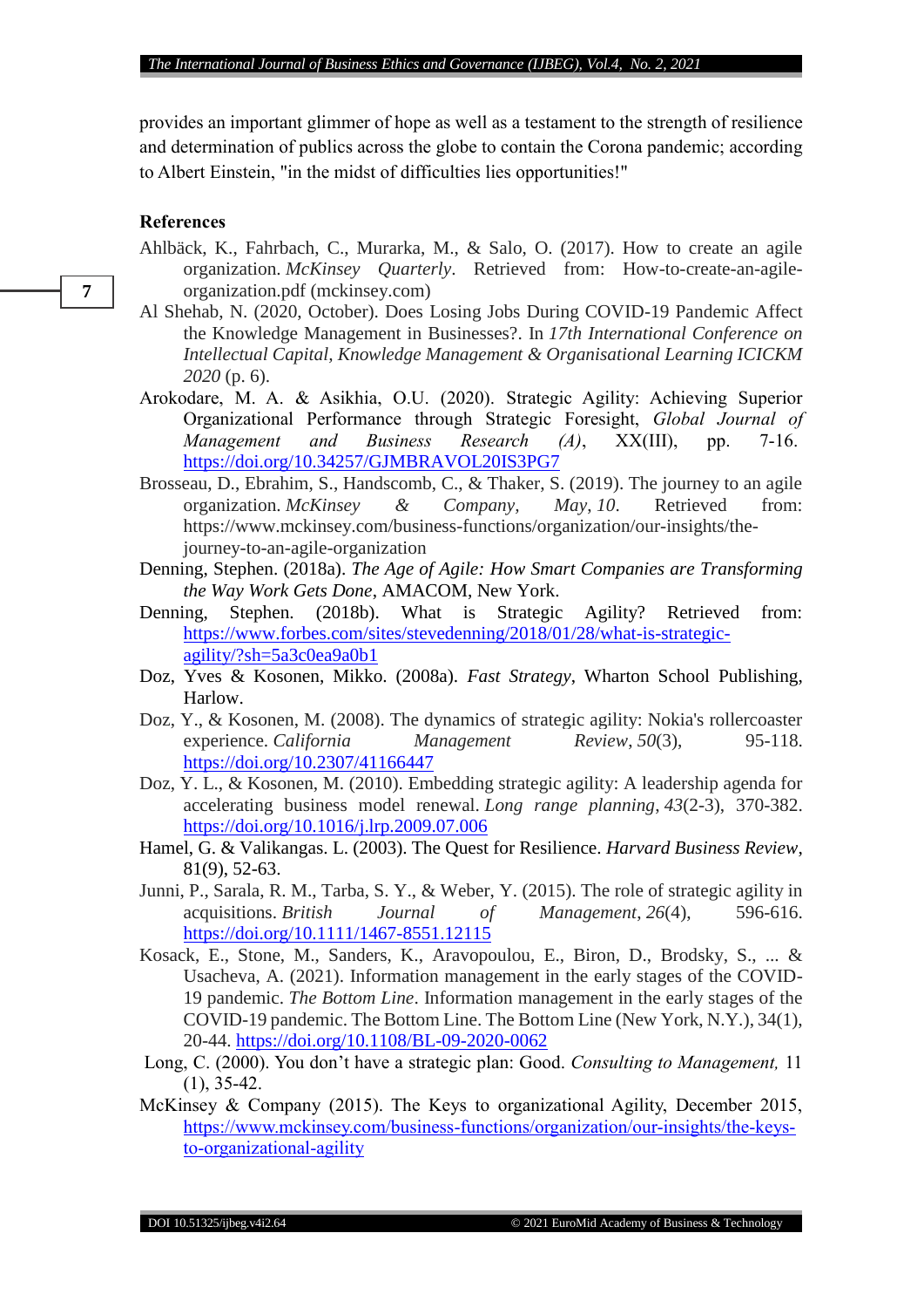provides an important glimmer of hope as well as a testament to the strength of resilience and determination of publics across the globe to contain the Corona pandemic; according to Albert Einstein, "in the midst of difficulties lies opportunities!"

## References

Ahlbäck, K., Fahrbach, C., Murarka, M., & Salo, O. (2017). How to create an agile organization. *McKinsey Quarterly*. Retrieved from: How-to-create-an-agile-organization.pdf (mckinsey.com)

Al Shehab, N. (2020, October). Does Losing Jobs During COVID-19 Pandemic Affect the Knowledge Management in Businesses?. In *17th International Conference on Intellectual Capital, Knowledge Management & Organisational Learning ICICKM 2020* (p. 6).

Arokodare, M. A. & Asikhia, O.U. (2020). Strategic Agility: Achieving Superior Organizational Performance through Strategic Foresight, *Global Journal of Management and Business Research (A)*, XX(III), pp. 7-16. https://doi.org/10.34257/GJMBRAVOL20IS3PG7

Brosseau, D., Ebrahim, S., Handscomb, C., & Thaker, S. (2019). The journey to an agile organization. *McKinsey & Company, May*, *10*. Retrieved from: https://www.mckinsey.com/business-functions/organization/our-insights/the-journey-to-an-agile-organization

Denning, Stephen. (2018a). *The Age of Agile: How Smart Companies are Transforming the Way Work Gets Done*, AMACOM, New York.

Denning, Stephen. (2018b). What is Strategic Agility? Retrieved from: https://www.forbes.com/sites/stevedenning/2018/01/28/what-is-strategic-agility/?sh=5a3c0ea9a0b1

Doz, Yves & Kosonen, Mikko. (2008a). *Fast Strategy*, Wharton School Publishing, Harlow.

Doz, Y., & Kosonen, M. (2008). The dynamics of strategic agility: Nokia's rollercoaster experience. *California Management Review*, *50*(3), 95-118. https://doi.org/10.2307/41166447

Doz, Y. L., & Kosonen, M. (2010). Embedding strategic agility: A leadership agenda for accelerating business model renewal. *Long range planning*, *43*(2-3), 370-382. https://doi.org/10.1016/j.lrp.2009.07.006

Hamel, G. & Valikangas. L. (2003). The Quest for Resilience. *Harvard Business Review*, 81(9), 52-63.

Junni, P., Sarala, R. M., Tarba, S. Y., & Weber, Y. (2015). The role of strategic agility in acquisitions. *British Journal of Management*, *26*(4), 596-616. https://doi.org/10.1111/1467-8551.12115

Kosack, E., Stone, M., Sanders, K., Aravopoulou, E., Biron, D., Brodsky, S., ... & Usacheva, A. (2021). Information management in the early stages of the COVID-19 pandemic. *The Bottom Line*. Information management in the early stages of the COVID-19 pandemic. The Bottom Line. The Bottom Line (New York, N.Y.), 34(1), 20-44. https://doi.org/10.1108/BL-09-2020-0062

Long, C. (2000). You don't have a strategic plan: Good. *Consulting to Management,* 11 (1), 35-42.

McKinsey & Company (2015). The Keys to organizational Agility, December 2015, https://www.mckinsey.com/business-functions/organization/our-insights/the-keys-to-organizational-agility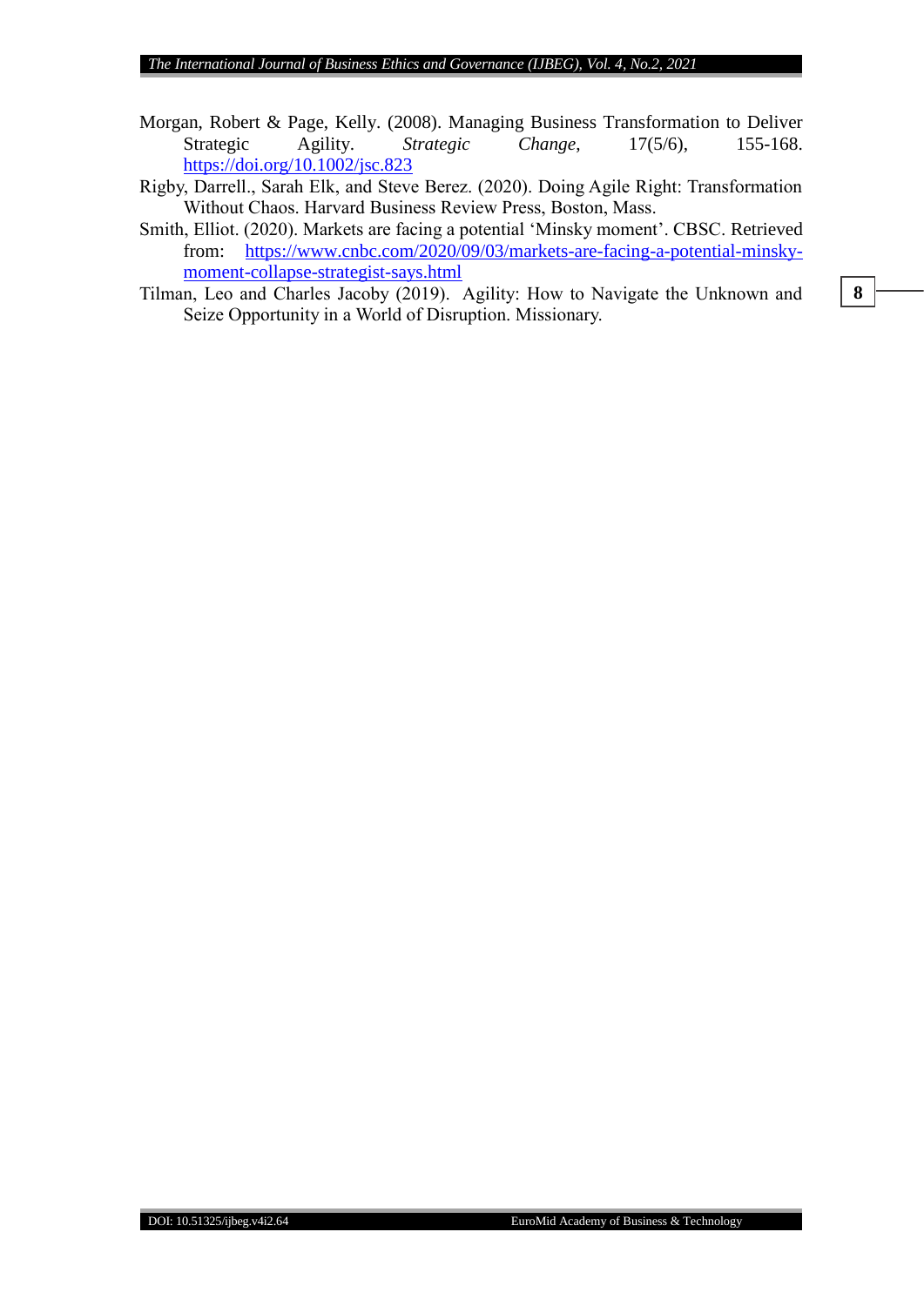Morgan, Robert & Page, Kelly. (2008). Managing Business Transformation to Deliver Strategic Agility. *Strategic Change*, 17(5/6), 155-168. https://doi.org/10.1002/jsc.823

Rigby, Darrell., Sarah Elk, and Steve Berez. (2020). Doing Agile Right: Transformation Without Chaos. Harvard Business Review Press, Boston, Mass.

Smith, Elliot. (2020). Markets are facing a potential 'Minsky moment'. CBSC. Retrieved from: https://www.cnbc.com/2020/09/03/markets-are-facing-a-potential-minsky-moment-collapse-strategist-says.html

Tilman, Leo and Charles Jacoby (2019). Agility: How to Navigate the Unknown and Seize Opportunity in a World of Disruption. Missionary.